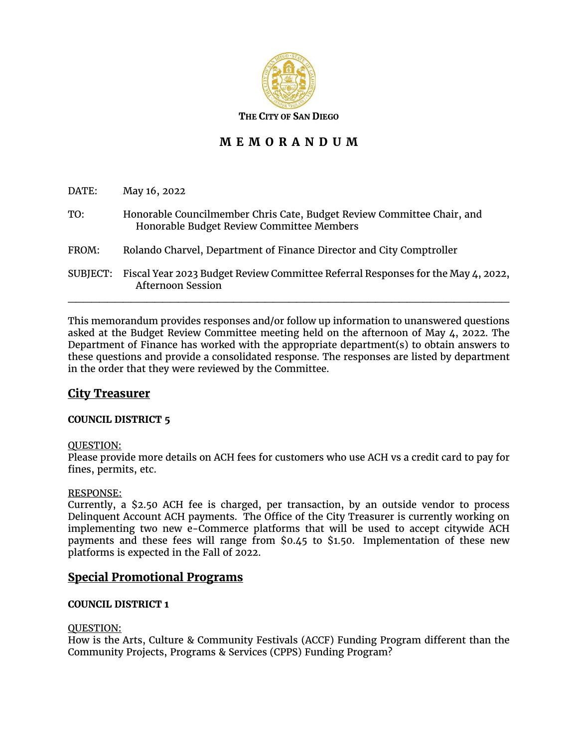**THE CITY OF SAN DIEGO**

# M E M O R A N D U M

DATE: May 16, 2022

TO: Honorable Councilmember Chris Cate, Budget Review Committee Chair, and Honorable Budget Review Committee Members

FROM: Rolando Charvel, Department of Finance Director and City Comptroller

SUBJECT: Fiscal Year 2023 Budget Review Committee Referral Responses for the May 4, 2022, Afternoon Session

---

This memorandum provides responses and/or follow up information to unanswered questions asked at the Budget Review Committee meeting held on the afternoon of May 4, 2022. The Department of Finance has worked with the appropriate department(s) to obtain answers to these questions and provide a consolidated response. The responses are listed by department in the order that they were reviewed by the Committee.

## City Treasurer

**COUNCIL DISTRICT 5**

QUESTION:
Please provide more details on ACH fees for customers who use ACH vs a credit card to pay for fines, permits, etc.

RESPONSE:
Currently, a $2.50 ACH fee is charged, per transaction, by an outside vendor to process Delinquent Account ACH payments. The Office of the City Treasurer is currently working on implementing two new e-Commerce platforms that will be used to accept citywide ACH payments and these fees will range from $0.45 to $1.50. Implementation of these new platforms is expected in the Fall of 2022.

## Special Promotional Programs

**COUNCIL DISTRICT 1**

QUESTION:
How is the Arts, Culture & Community Festivals (ACCF) Funding Program different than the Community Projects, Programs & Services (CPPS) Funding Program?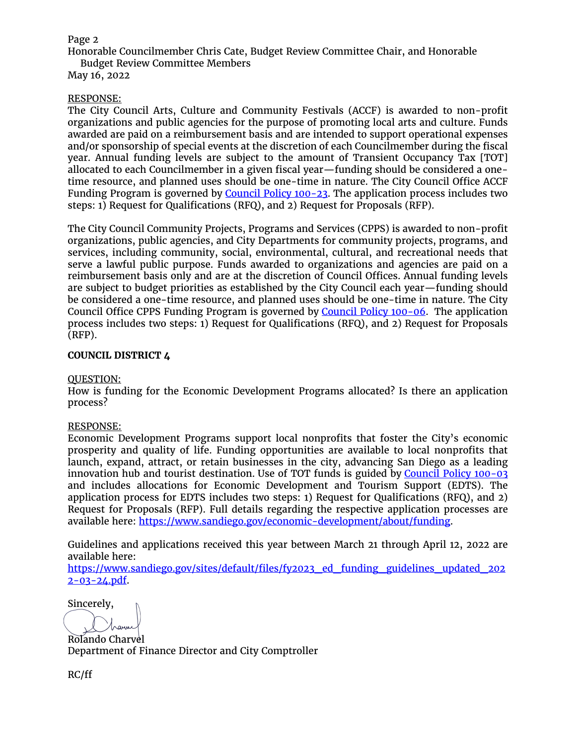Honorable Councilmember Chris Cate, Budget Review Committee Chair, and Honorable Budget Review Committee Members
May 16, 2022

RESPONSE:

The City Council Arts, Culture and Community Festivals (ACCF) is awarded to non-profit organizations and public agencies for the purpose of promoting local arts and culture. Funds awarded are paid on a reimbursement basis and are intended to support operational expenses and/or sponsorship of special events at the discretion of each Councilmember during the fiscal year. Annual funding levels are subject to the amount of Transient Occupancy Tax [TOT] allocated to each Councilmember in a given fiscal year—funding should be considered a one-time resource, and planned uses should be one-time in nature. The City Council Office ACCF Funding Program is governed by Council Policy 100-23. The application process includes two steps: 1) Request for Qualifications (RFQ), and 2) Request for Proposals (RFP).

The City Council Community Projects, Programs and Services (CPPS) is awarded to non-profit organizations, public agencies, and City Departments for community projects, programs, and services, including community, social, environmental, cultural, and recreational needs that serve a lawful public purpose. Funds awarded to organizations and agencies are paid on a reimbursement basis only and are at the discretion of Council Offices. Annual funding levels are subject to budget priorities as established by the City Council each year—funding should be considered a one-time resource, and planned uses should be one-time in nature. The City Council Office CPPS Funding Program is governed by Council Policy 100-06. The application process includes two steps: 1) Request for Qualifications (RFQ), and 2) Request for Proposals (RFP).

**COUNCIL DISTRICT 4**

QUESTION:

How is funding for the Economic Development Programs allocated? Is there an application process?

RESPONSE:

Economic Development Programs support local nonprofits that foster the City's economic prosperity and quality of life. Funding opportunities are available to local nonprofits that launch, expand, attract, or retain businesses in the city, advancing San Diego as a leading innovation hub and tourist destination. Use of TOT funds is guided by Council Policy 100-03 and includes allocations for Economic Development and Tourism Support (EDTS). The application process for EDTS includes two steps: 1) Request for Qualifications (RFQ), and 2) Request for Proposals (RFP). Full details regarding the respective application processes are available here: https://www.sandiego.gov/economic-development/about/funding.

Guidelines and applications received this year between March 21 through April 12, 2022 are available here: https://www.sandiego.gov/sites/default/files/fy2023_ed_funding_guidelines_updated_2022-03-24.pdf.

Sincerely,

Rolando Charvel
Department of Finance Director and City Comptroller

RC/ff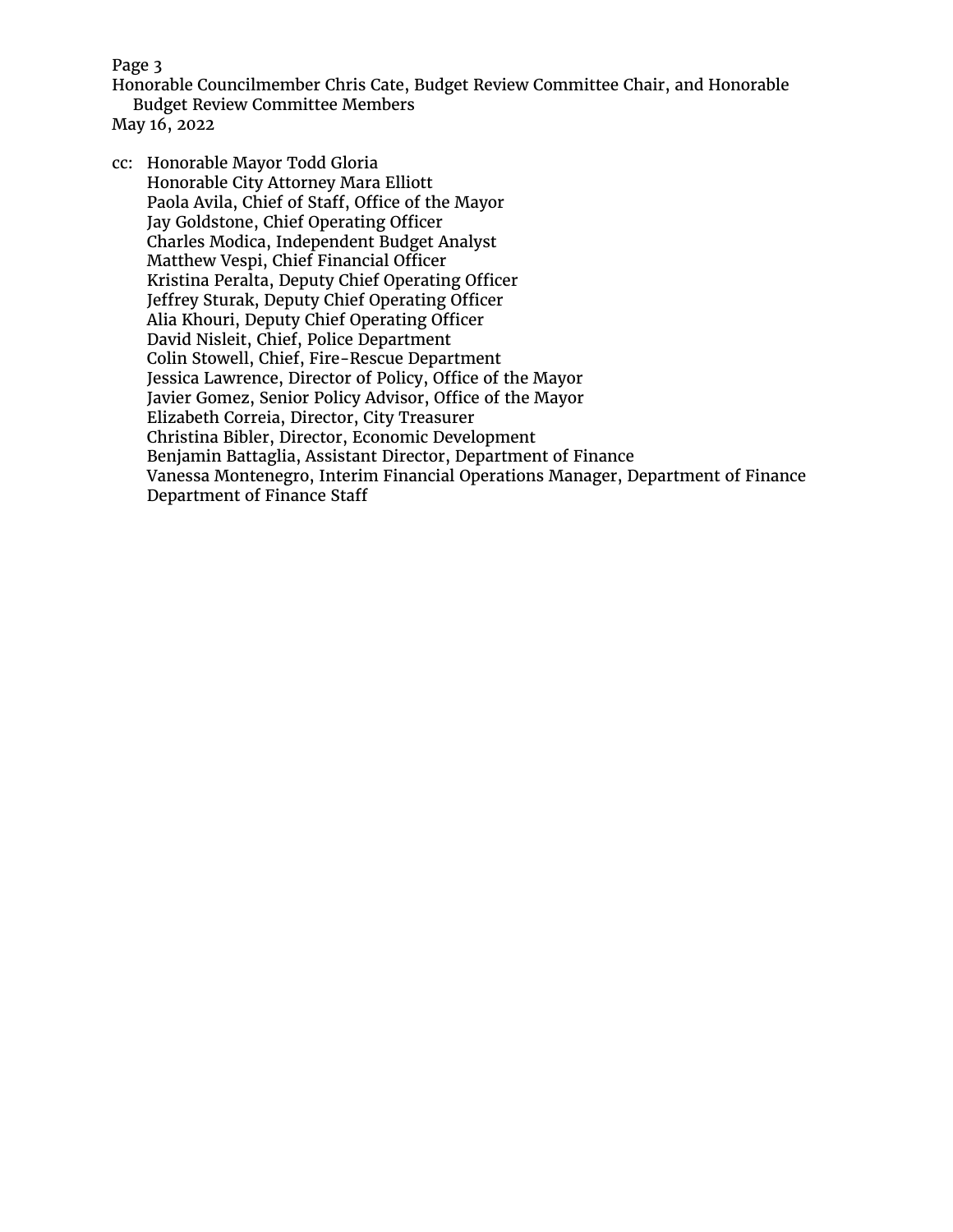cc: Honorable Mayor Todd Gloria
Honorable City Attorney Mara Elliott
Paola Avila, Chief of Staff, Office of the Mayor
Jay Goldstone, Chief Operating Officer
Charles Modica, Independent Budget Analyst
Matthew Vespi, Chief Financial Officer
Kristina Peralta, Deputy Chief Operating Officer
Jeffrey Sturak, Deputy Chief Operating Officer
Alia Khouri, Deputy Chief Operating Officer
David Nisleit, Chief, Police Department
Colin Stowell, Chief, Fire-Rescue Department
Jessica Lawrence, Director of Policy, Office of the Mayor
Javier Gomez, Senior Policy Advisor, Office of the Mayor
Elizabeth Correia, Director, City Treasurer
Christina Bibler, Director, Economic Development
Benjamin Battaglia, Assistant Director, Department of Finance
Vanessa Montenegro, Interim Financial Operations Manager, Department of Finance
Department of Finance Staff